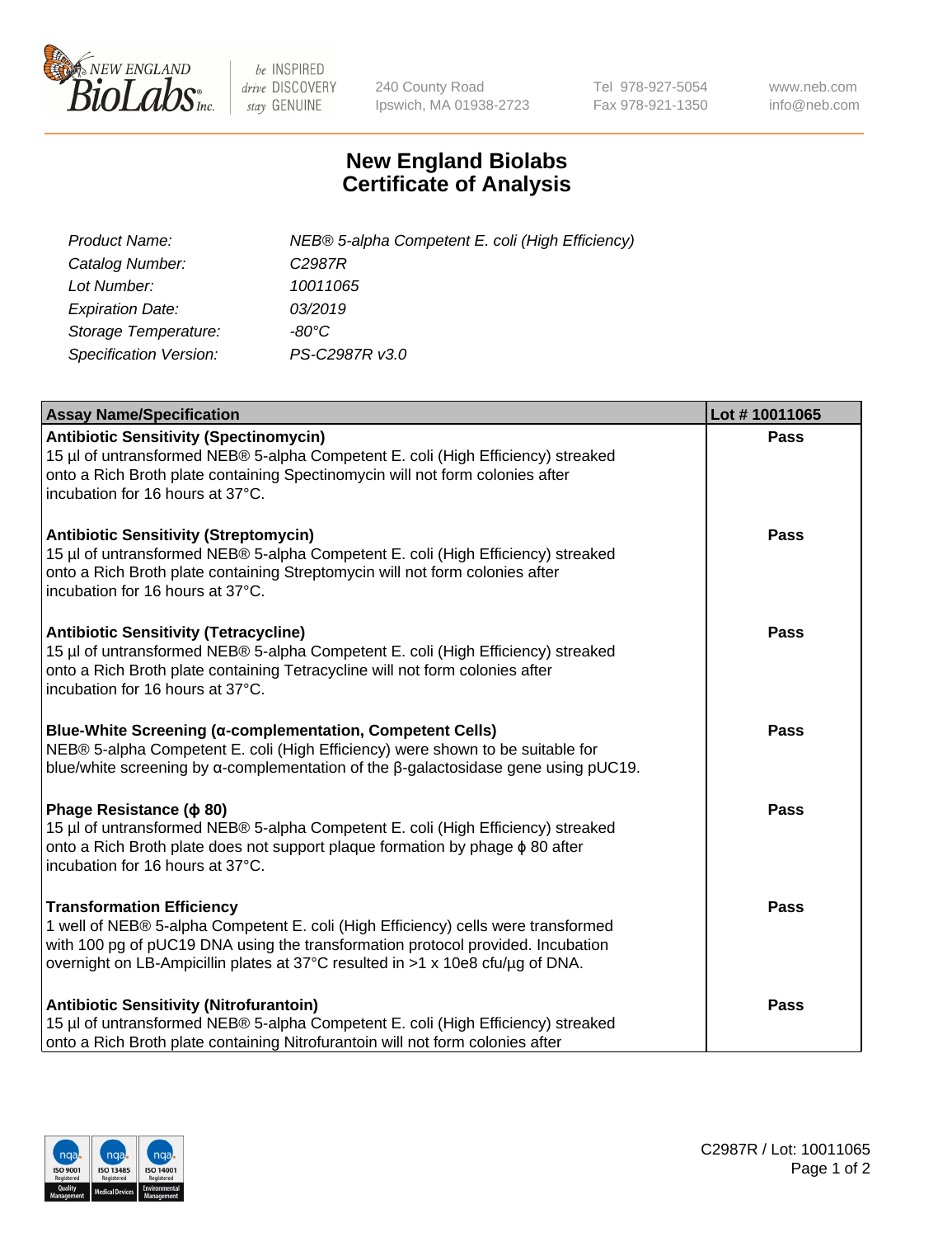# New England Biolabs Certificate of Analysis

| | |
|---|---|
| *Product Name:* | *NEB® 5-alpha Competent E. coli (High Efficiency)* |
| *Catalog Number:* | *C2987R* |
| *Lot Number:* | *10011065* |
| *Expiration Date:* | *03/2019* |
| *Storage Temperature:* | *-80°C* |
| *Specification Version:* | *PS-C2987R v3.0* |

| Assay Name/Specification | Lot # 10011065 |
|---|---|
| **Antibiotic Sensitivity (Spectinomycin)** 15 µl of untransformed NEB® 5-alpha Competent E. coli (High Efficiency) streaked onto a Rich Broth plate containing Spectinomycin will not form colonies after incubation for 16 hours at 37°C. | **Pass** |
| **Antibiotic Sensitivity (Streptomycin)** 15 µl of untransformed NEB® 5-alpha Competent E. coli (High Efficiency) streaked onto a Rich Broth plate containing Streptomycin will not form colonies after incubation for 16 hours at 37°C. | **Pass** |
| **Antibiotic Sensitivity (Tetracycline)** 15 µl of untransformed NEB® 5-alpha Competent E. coli (High Efficiency) streaked onto a Rich Broth plate containing Tetracycline will not form colonies after incubation for 16 hours at 37°C. | **Pass** |
| **Blue-White Screening (α-complementation, Competent Cells)** NEB® 5-alpha Competent E. coli (High Efficiency) were shown to be suitable for blue/white screening by α-complementation of the β-galactosidase gene using pUC19. | **Pass** |
| **Phage Resistance (ϕ 80)** 15 µl of untransformed NEB® 5-alpha Competent E. coli (High Efficiency) streaked onto a Rich Broth plate does not support plaque formation by phage ϕ 80 after incubation for 16 hours at 37°C. | **Pass** |
| **Transformation Efficiency** 1 well of NEB® 5-alpha Competent E. coli (High Efficiency) cells were transformed with 100 pg of pUC19 DNA using the transformation protocol provided. Incubation overnight on LB-Ampicillin plates at 37°C resulted in >1 x 10e8 cfu/µg of DNA. | **Pass** |
| **Antibiotic Sensitivity (Nitrofurantoin)** 15 µl of untransformed NEB® 5-alpha Competent E. coli (High Efficiency) streaked onto a Rich Broth plate containing Nitrofurantoin will not form colonies after | **Pass** |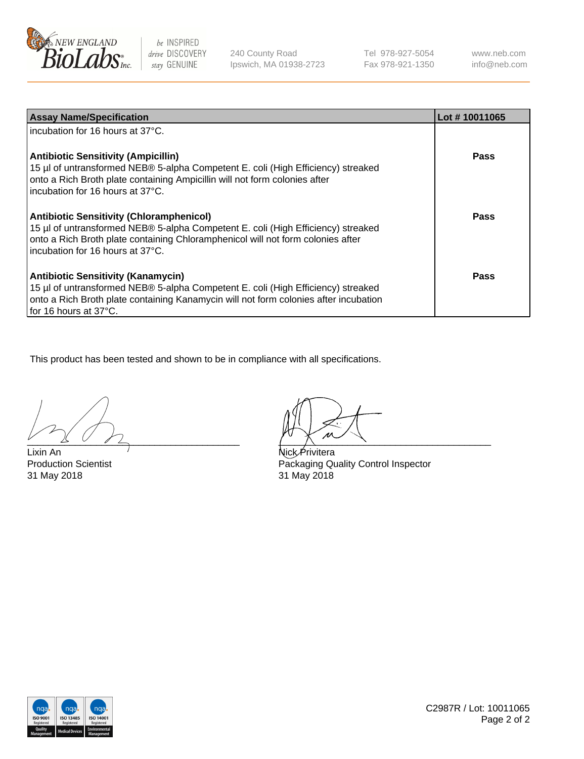| Assay Name/Specification | Lot # 10011065 |
|---|---|
| incubation for 16 hours at 37°C. | |
| **Antibiotic Sensitivity (Ampicillin)**<br>15 µl of untransformed NEB® 5-alpha Competent E. coli (High Efficiency) streaked onto a Rich Broth plate containing Ampicillin will not form colonies after incubation for 16 hours at 37°C. | **Pass** |
| **Antibiotic Sensitivity (Chloramphenicol)**<br>15 µl of untransformed NEB® 5-alpha Competent E. coli (High Efficiency) streaked onto a Rich Broth plate containing Chloramphenicol will not form colonies after incubation for 16 hours at 37°C. | **Pass** |
| **Antibiotic Sensitivity (Kanamycin)**<br>15 µl of untransformed NEB® 5-alpha Competent E. coli (High Efficiency) streaked onto a Rich Broth plate containing Kanamycin will not form colonies after incubation for 16 hours at 37°C. | **Pass** |

This product has been tested and shown to be in compliance with all specifications.

Lixin An
Production Scientist
31 May 2018

Nick Privitera
Packaging Quality Control Inspector
31 May 2018

C2987R / Lot: 10011065